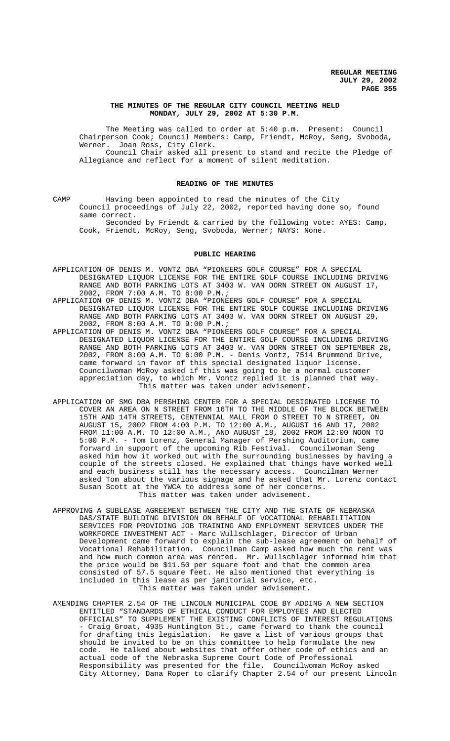# THE MINUTES OF THE REGULAR CITY COUNCIL MEETING HELD MONDAY, JULY 29, 2002 AT 5:30 P.M.

The Meeting was called to order at 5:40 p.m. Present: Council Chairperson Cook; Council Members: Camp, Friendt, McRoy, Seng, Svoboda, Werner. Joan Ross, City Clerk.

Council Chair asked all present to stand and recite the Pledge of Allegiance and reflect for a moment of silent meditation.

## READING OF THE MINUTES

CAMP Having been appointed to read the minutes of the City Council proceedings of July 22, 2002, reported having done so, found same correct.

Seconded by Friendt & carried by the following vote: AYES: Camp, Cook, Friendt, McRoy, Seng, Svoboda, Werner; NAYS: None.

## PUBLIC HEARING

APPLICATION OF DENIS M. VONTZ DBA "PIONEERS GOLF COURSE" FOR A SPECIAL DESIGNATED LIQUOR LICENSE FOR THE ENTIRE GOLF COURSE INCLUDING DRIVING RANGE AND BOTH PARKING LOTS AT 3403 W. VAN DORN STREET ON AUGUST 17, 2002, FROM 7:00 A.M. TO 8:00 P.M.;

APPLICATION OF DENIS M. VONTZ DBA "PIONEERS GOLF COURSE" FOR A SPECIAL DESIGNATED LIQUOR LICENSE FOR THE ENTIRE GOLF COURSE INCLUDING DRIVING RANGE AND BOTH PARKING LOTS AT 3403 W. VAN DORN STREET ON AUGUST 29, 2002, FROM 8:00 A.M. TO 9:00 P.M.;

APPLICATION OF DENIS M. VONTZ DBA "PIONEERS GOLF COURSE" FOR A SPECIAL DESIGNATED LIQUOR LICENSE FOR THE ENTIRE GOLF COURSE INCLUDING DRIVING RANGE AND BOTH PARKING LOTS AT 3403 W. VAN DORN STREET ON SEPTEMBER 28, 2002, FROM 8:00 A.M. TO 6:00 P.M. - Denis Vontz, 7514 Brummond Drive, came forward in favor of this special designated liquor license. Councilwoman McRoy asked if this was going to be a normal customer appreciation day, to which Mr. Vontz replied it is planned that way.

This matter was taken under advisement.

APPLICATION OF SMG DBA PERSHING CENTER FOR A SPECIAL DESIGNATED LICENSE TO COVER AN AREA ON N STREET FROM 16TH TO THE MIDDLE OF THE BLOCK BETWEEN 15TH AND 14TH STREETS, CENTENNIAL MALL FROM O STREET TO N STREET, ON AUGUST 15, 2002 FROM 4:00 P.M. TO 12:00 A.M., AUGUST 16 AND 17, 2002 FROM 11:00 A.M. TO 12:00 A.M., AND AUGUST 18, 2002 FROM 12:00 NOON TO 5:00 P.M. - Tom Lorenz, General Manager of Pershing Auditorium, came forward in support of the upcoming Rib Festival. Councilwoman Seng asked him how it worked out with the surrounding businesses by having a couple of the streets closed. He explained that things have worked well and each business still has the necessary access. Councilman Werner asked Tom about the various signage and he asked that Mr. Lorenz contact Susan Scott at the YWCA to address some of her concerns.

This matter was taken under advisement.

APPROVING A SUBLEASE AGREEMENT BETWEEN THE CITY AND THE STATE OF NEBRASKA DAS/STATE BUILDING DIVISION ON BEHALF OF VOCATIONAL REHABILITATION SERVICES FOR PROVIDING JOB TRAINING AND EMPLOYMENT SERVICES UNDER THE WORKFORCE INVESTMENT ACT - Marc Wullschlager, Director of Urban Development came forward to explain the sub-lease agreement on behalf of Vocational Rehabilitation. Councilman Camp asked how much the rent was and how much common area was rented. Mr. Wullschlager informed him that the price would be $11.50 per square foot and that the common area consisted of 57.5 square feet. He also mentioned that everything is included in this lease as per janitorial service, etc.

This matter was taken under advisement.

AMENDING CHAPTER 2.54 OF THE LINCOLN MUNICIPAL CODE BY ADDING A NEW SECTION ENTITLED "STANDARDS OF ETHICAL CONDUCT FOR EMPLOYEES AND ELECTED OFFICIALS" TO SUPPLEMENT THE EXISTING CONFLICTS OF INTEREST REGULATIONS - Craig Groat, 4935 Huntington St., came forward to thank the council for drafting this legislation. He gave a list of various groups that should be invited to be on this committee to help formulate the new code. He talked about websites that offer other code of ethics and an actual code of the Nebraska Supreme Court Code of Professional Responsibility was presented for the file. Councilwoman McRoy asked City Attorney, Dana Roper to clarify Chapter 2.54 of our present Lincoln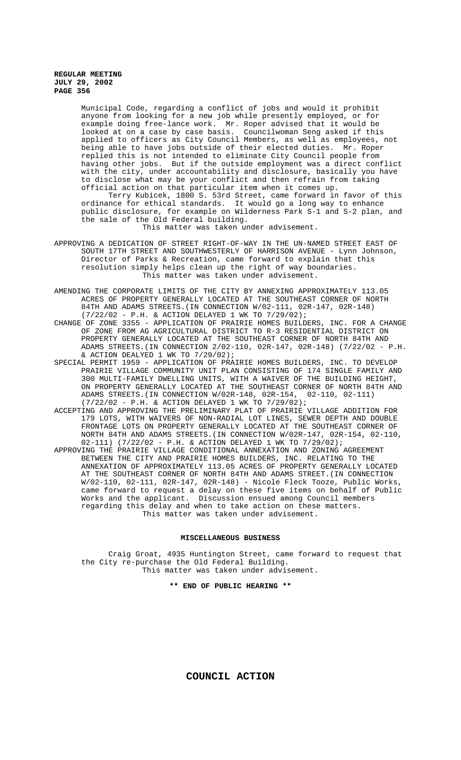Municipal Code, regarding a conflict of jobs and would it prohibit anyone from looking for a new job while presently employed, or for example doing free-lance work. Mr. Roper advised that it would be looked at on a case by case basis. Councilwoman Seng asked if this applied to officers as City Council Members, as well as employees, not being able to have jobs outside of their elected duties. Mr. Roper replied this is not intended to eliminate City Council people from having other jobs. But if the outside employment was a direct conflict with the city, under accountability and disclosure, basically you have to disclose what may be your conflict and then refrain from taking official action on that particular item when it comes up.

Terry Kubicek, 1800 S. 53rd Street, came forward in favor of this ordinance for ethical standards. It would go a long way to enhance public disclosure, for example on Wilderness Park S-1 and S-2 plan, and the sale of the Old Federal building.

This matter was taken under advisement.

APPROVING A DEDICATION OF STREET RIGHT-OF-WAY IN THE UN-NAMED STREET EAST OF SOUTH 17TH STREET AND SOUTHWESTERLY OF HARRISON AVENUE - Lynn Johnson, Director of Parks & Recreation, came forward to explain that this resolution simply helps clean up the right of way boundaries.

This matter was taken under advisement.

AMENDING THE CORPORATE LIMITS OF THE CITY BY ANNEXING APPROXIMATELY 113.05 ACRES OF PROPERTY GENERALLY LOCATED AT THE SOUTHEAST CORNER OF NORTH 84TH AND ADAMS STREETS.(IN CONNECTION W/02-111, 02R-147, 02R-148) (7/22/02 - P.H. & ACTION DELAYED 1 WK TO 7/29/02);

CHANGE OF ZONE 3355 - APPLICATION OF PRAIRIE HOMES BUILDERS, INC. FOR A CHANGE OF ZONE FROM AG AGRICULTURAL DISTRICT TO R-3 RESIDENTIAL DISTRICT ON PROPERTY GENERALLY LOCATED AT THE SOUTHEAST CORNER OF NORTH 84TH AND ADAMS STREETS.(IN CONNECTION 2/02-110, 02R-147, 02R-148) (7/22/02 - P.H. & ACTION DEALYED 1 WK TO 7/29/02);

SPECIAL PERMIT 1959 - APPLICATION OF PRAIRIE HOMES BUILDERS, INC. TO DEVELOP PRAIRIE VILLAGE COMMUNITY UNIT PLAN CONSISTING OF 174 SINGLE FAMILY AND 300 MULTI-FAMILY DWELLING UNITS, WITH A WAIVER OF THE BUILDING HEIGHT, ON PROPERTY GENERALLY LOCATED AT THE SOUTHEAST CORNER OF NORTH 84TH AND ADAMS STREETS.(IN CONNECTION W/02R-148, 02R-154, 02-110, 02-111) (7/22/02 - P.H. & ACTION DELAYED 1 WK TO 7/29/02);

ACCEPTING AND APPROVING THE PRELIMINARY PLAT OF PRAIRIE VILLAGE ADDITION FOR 179 LOTS, WITH WAIVERS OF NON-RADIAL LOT LINES, SEWER DEPTH AND DOUBLE FRONTAGE LOTS ON PROPERTY GENERALLY LOCATED AT THE SOUTHEAST CORNER OF NORTH 84TH AND ADAMS STREETS.(IN CONNECTION W/02R-147, 02R-154, 02-110, 02-111) (7/22/02 - P.H. & ACTION DELAYED 1 WK TO 7/29/02);

APPROVING THE PRAIRIE VILLAGE CONDITIONAL ANNEXATION AND ZONING AGREEMENT BETWEEN THE CITY AND PRAIRIE HOMES BUILDERS, INC. RELATING TO THE ANNEXATION OF APPROXIMATELY 113.05 ACRES OF PROPERTY GENERALLY LOCATED AT THE SOUTHEAST CORNER OF NORTH 84TH AND ADAMS STREET.(IN CONNECTION W/02-110, 02-111, 02R-147, 02R-148) - Nicole Fleck Tooze, Public Works, came forward to request a delay on these five items on behalf of Public Works and the applicant. Discussion ensued among Council members regarding this delay and when to take action on these matters.

This matter was taken under advisement.

## MISCELLANEOUS BUSINESS

Craig Groat, 4935 Huntington Street, came forward to request that the City re-purchase the Old Federal Building.

This matter was taken under advisement.

**\*\* END OF PUBLIC HEARING \*\***

# COUNCIL ACTION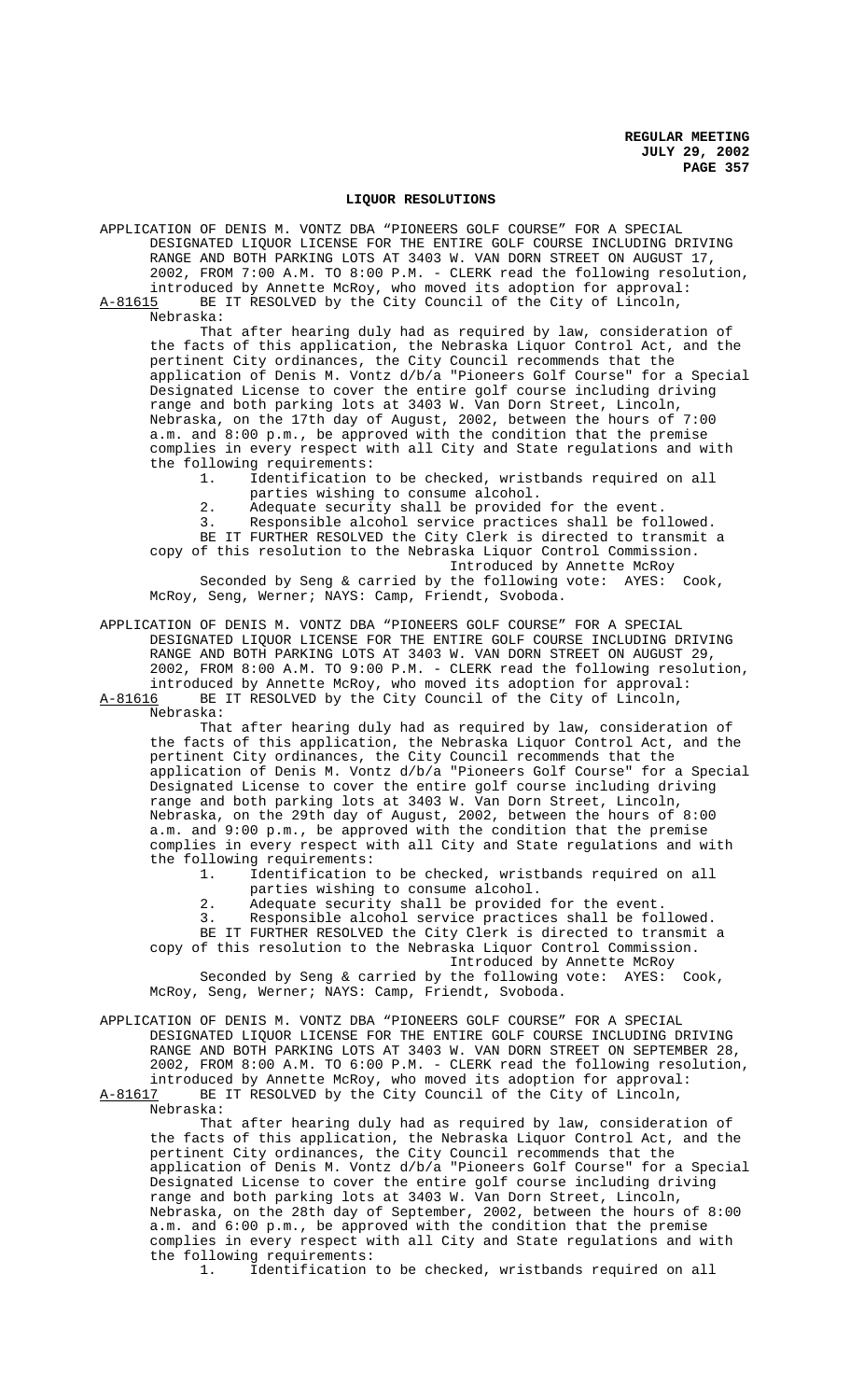## LIQUOR RESOLUTIONS

APPLICATION OF DENIS M. VONTZ DBA "PIONEERS GOLF COURSE" FOR A SPECIAL DESIGNATED LIQUOR LICENSE FOR THE ENTIRE GOLF COURSE INCLUDING DRIVING RANGE AND BOTH PARKING LOTS AT 3403 W. VAN DORN STREET ON AUGUST 17, 2002, FROM 7:00 A.M. TO 8:00 P.M. - CLERK read the following resolution, introduced by Annette McRoy, who moved its adoption for approval:

A-81615 BE IT RESOLVED by the City Council of the City of Lincoln, Nebraska:

That after hearing duly had as required by law, consideration of the facts of this application, the Nebraska Liquor Control Act, and the pertinent City ordinances, the City Council recommends that the application of Denis M. Vontz d/b/a "Pioneers Golf Course" for a Special Designated License to cover the entire golf course including driving range and both parking lots at 3403 W. Van Dorn Street, Lincoln, Nebraska, on the 17th day of August, 2002, between the hours of 7:00 a.m. and 8:00 p.m., be approved with the condition that the premise complies in every respect with all City and State regulations and with the following requirements:

1. Identification to be checked, wristbands required on all parties wishing to consume alcohol.
2. Adequate security shall be provided for the event.
3. Responsible alcohol service practices shall be followed.

BE IT FURTHER RESOLVED the City Clerk is directed to transmit a copy of this resolution to the Nebraska Liquor Control Commission.

Introduced by Annette McRoy

Seconded by Seng & carried by the following vote: AYES: Cook, McRoy, Seng, Werner; NAYS: Camp, Friendt, Svoboda.

APPLICATION OF DENIS M. VONTZ DBA "PIONEERS GOLF COURSE" FOR A SPECIAL DESIGNATED LIQUOR LICENSE FOR THE ENTIRE GOLF COURSE INCLUDING DRIVING RANGE AND BOTH PARKING LOTS AT 3403 W. VAN DORN STREET ON AUGUST 29, 2002, FROM 8:00 A.M. TO 9:00 P.M. - CLERK read the following resolution, introduced by Annette McRoy, who moved its adoption for approval:

A-81616 BE IT RESOLVED by the City Council of the City of Lincoln, Nebraska:

That after hearing duly had as required by law, consideration of the facts of this application, the Nebraska Liquor Control Act, and the pertinent City ordinances, the City Council recommends that the application of Denis M. Vontz d/b/a "Pioneers Golf Course" for a Special Designated License to cover the entire golf course including driving range and both parking lots at 3403 W. Van Dorn Street, Lincoln, Nebraska, on the 29th day of August, 2002, between the hours of 8:00 a.m. and 9:00 p.m., be approved with the condition that the premise complies in every respect with all City and State regulations and with the following requirements:

1. Identification to be checked, wristbands required on all parties wishing to consume alcohol.
2. Adequate security shall be provided for the event.
3. Responsible alcohol service practices shall be followed.

BE IT FURTHER RESOLVED the City Clerk is directed to transmit a copy of this resolution to the Nebraska Liquor Control Commission.

Introduced by Annette McRoy

Seconded by Seng & carried by the following vote: AYES: Cook, McRoy, Seng, Werner; NAYS: Camp, Friendt, Svoboda.

APPLICATION OF DENIS M. VONTZ DBA "PIONEERS GOLF COURSE" FOR A SPECIAL DESIGNATED LIQUOR LICENSE FOR THE ENTIRE GOLF COURSE INCLUDING DRIVING RANGE AND BOTH PARKING LOTS AT 3403 W. VAN DORN STREET ON SEPTEMBER 28, 2002, FROM 8:00 A.M. TO 6:00 P.M. - CLERK read the following resolution, introduced by Annette McRoy, who moved its adoption for approval:

A-81617 BE IT RESOLVED by the City Council of the City of Lincoln, Nebraska:

That after hearing duly had as required by law, consideration of the facts of this application, the Nebraska Liquor Control Act, and the pertinent City ordinances, the City Council recommends that the application of Denis M. Vontz d/b/a "Pioneers Golf Course" for a Special Designated License to cover the entire golf course including driving range and both parking lots at 3403 W. Van Dorn Street, Lincoln, Nebraska, on the 28th day of September, 2002, between the hours of 8:00 a.m. and 6:00 p.m., be approved with the condition that the premise complies in every respect with all City and State regulations and with the following requirements:

1. Identification to be checked, wristbands required on all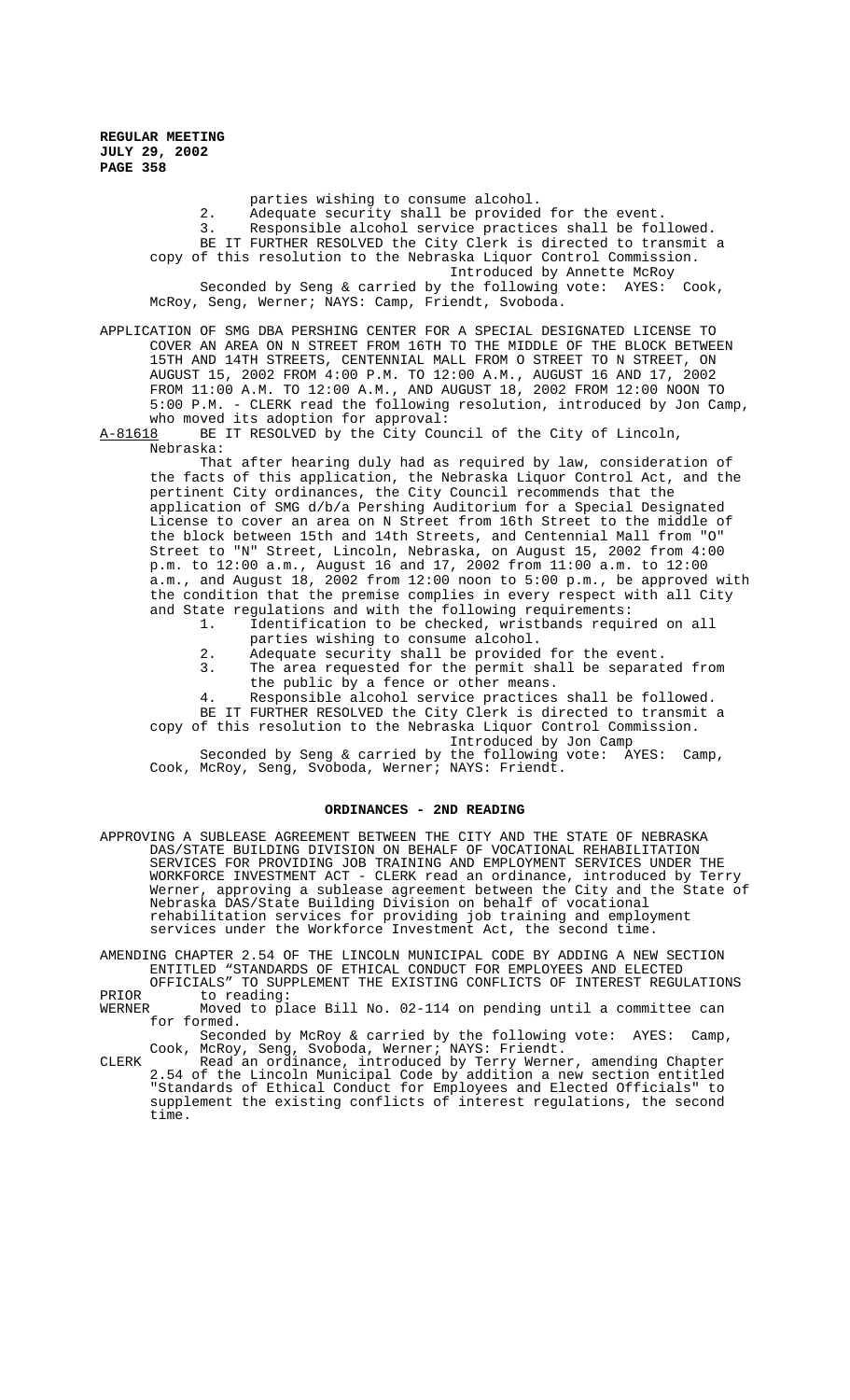parties wishing to consume alcohol.

2. Adequate security shall be provided for the event.
3. Responsible alcohol service practices shall be followed.

BE IT FURTHER RESOLVED the City Clerk is directed to transmit a copy of this resolution to the Nebraska Liquor Control Commission.

Introduced by Annette McRoy

Seconded by Seng & carried by the following vote: AYES: Cook, McRoy, Seng, Werner; NAYS: Camp, Friendt, Svoboda.

APPLICATION OF SMG DBA PERSHING CENTER FOR A SPECIAL DESIGNATED LICENSE TO COVER AN AREA ON N STREET FROM 16TH TO THE MIDDLE OF THE BLOCK BETWEEN 15TH AND 14TH STREETS, CENTENNIAL MALL FROM O STREET TO N STREET, ON AUGUST 15, 2002 FROM 4:00 P.M. TO 12:00 A.M., AUGUST 16 AND 17, 2002 FROM 11:00 A.M. TO 12:00 A.M., AND AUGUST 18, 2002 FROM 12:00 NOON TO 5:00 P.M. - CLERK read the following resolution, introduced by Jon Camp, who moved its adoption for approval:

A-81618 BE IT RESOLVED by the City Council of the City of Lincoln, Nebraska:

That after hearing duly had as required by law, consideration of the facts of this application, the Nebraska Liquor Control Act, and the pertinent City ordinances, the City Council recommends that the application of SMG d/b/a Pershing Auditorium for a Special Designated License to cover an area on N Street from 16th Street to the middle of the block between 15th and 14th Streets, and Centennial Mall from "O" Street to "N" Street, Lincoln, Nebraska, on August 15, 2002 from 4:00 p.m. to 12:00 a.m., August 16 and 17, 2002 from 11:00 a.m. to 12:00 a.m., and August 18, 2002 from 12:00 noon to 5:00 p.m., be approved with the condition that the premise complies in every respect with all City and State regulations and with the following requirements:

1. Identification to be checked, wristbands required on all parties wishing to consume alcohol.
2. Adequate security shall be provided for the event.
3. The area requested for the permit shall be separated from the public by a fence or other means.
4. Responsible alcohol service practices shall be followed.

BE IT FURTHER RESOLVED the City Clerk is directed to transmit a copy of this resolution to the Nebraska Liquor Control Commission.

Introduced by Jon Camp

Seconded by Seng & carried by the following vote: AYES: Camp, Cook, McRoy, Seng, Svoboda, Werner; NAYS: Friendt.

## ORDINANCES - 2ND READING

APPROVING A SUBLEASE AGREEMENT BETWEEN THE CITY AND THE STATE OF NEBRASKA DAS/STATE BUILDING DIVISION ON BEHALF OF VOCATIONAL REHABILITATION SERVICES FOR PROVIDING JOB TRAINING AND EMPLOYMENT SERVICES UNDER THE WORKFORCE INVESTMENT ACT - CLERK read an ordinance, introduced by Terry Werner, approving a sublease agreement between the City and the State of Nebraska DAS/State Building Division on behalf of vocational rehabilitation services for providing job training and employment services under the Workforce Investment Act, the second time.

AMENDING CHAPTER 2.54 OF THE LINCOLN MUNICIPAL CODE BY ADDING A NEW SECTION ENTITLED "STANDARDS OF ETHICAL CONDUCT FOR EMPLOYEES AND ELECTED OFFICIALS" TO SUPPLEMENT THE EXISTING CONFLICTS OF INTEREST REGULATIONS

PRIOR to reading:

WERNER Moved to place Bill No. 02-114 on pending until a committee can for formed.

Seconded by McRoy & carried by the following vote: AYES: Camp, Cook, McRoy, Seng, Svoboda, Werner; NAYS: Friendt.

CLERK Read an ordinance, introduced by Terry Werner, amending Chapter 2.54 of the Lincoln Municipal Code by addition a new section entitled "Standards of Ethical Conduct for Employees and Elected Officials" to supplement the existing conflicts of interest regulations, the second time.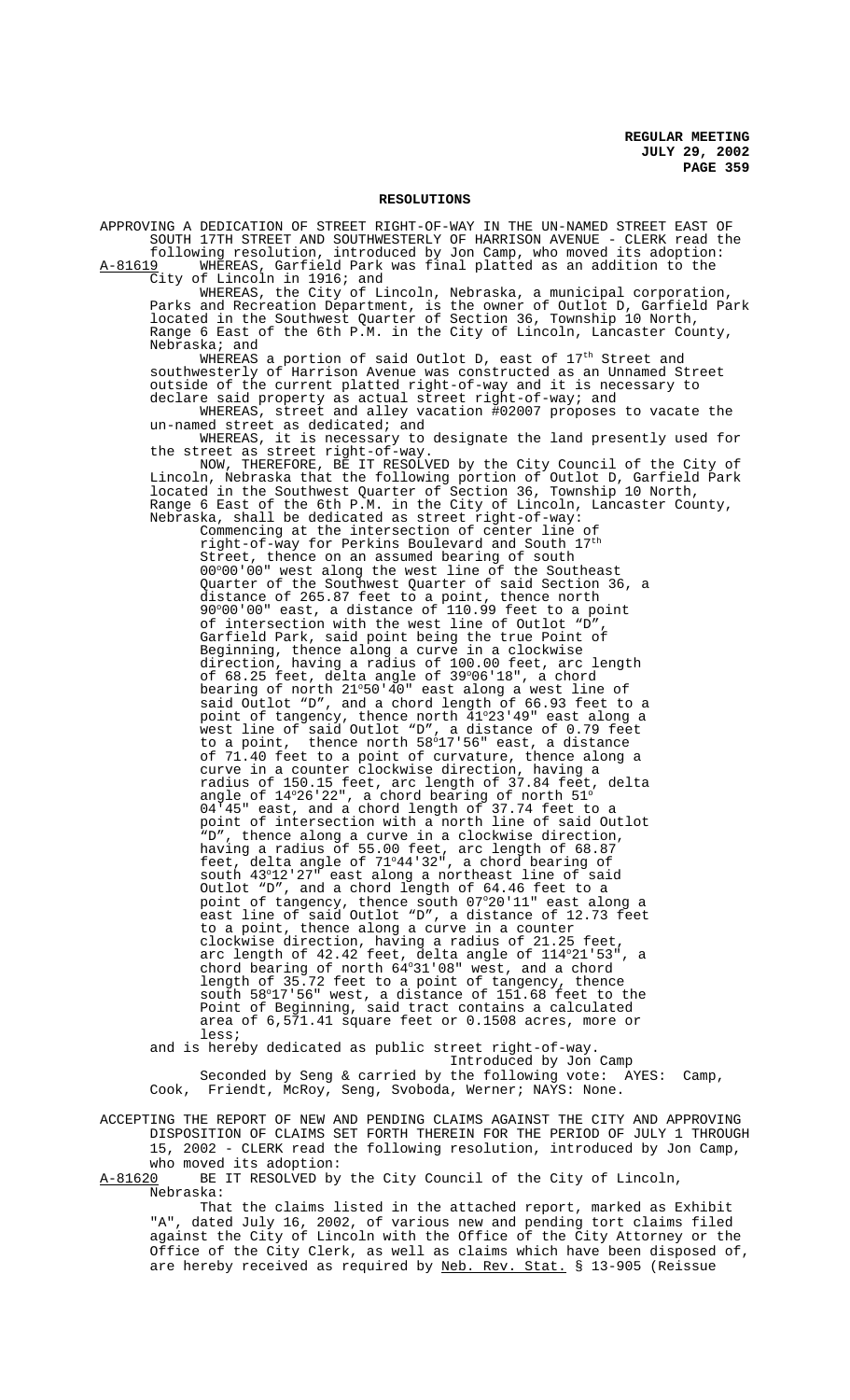## RESOLUTIONS

APPROVING A DEDICATION OF STREET RIGHT-OF-WAY IN THE UN-NAMED STREET EAST OF SOUTH 17TH STREET AND SOUTHWESTERLY OF HARRISON AVENUE - CLERK read the following resolution, introduced by Jon Camp, who moved its adoption:

A-81619 WHEREAS, Garfield Park was final platted as an addition to the City of Lincoln in 1916; and

WHEREAS, the City of Lincoln, Nebraska, a municipal corporation, Parks and Recreation Department, is the owner of Outlot D, Garfield Park located in the Southwest Quarter of Section 36, Township 10 North, Range 6 East of the 6th P.M. in the City of Lincoln, Lancaster County, Nebraska; and

WHEREAS a portion of said Outlot D, east of 17th Street and southwesterly of Harrison Avenue was constructed as an Unnamed Street outside of the current platted right-of-way and it is necessary to declare said property as actual street right-of-way; and

WHEREAS, street and alley vacation #02007 proposes to vacate the un-named street as dedicated; and

WHEREAS, it is necessary to designate the land presently used for the street as street right-of-way.

NOW, THEREFORE, BE IT RESOLVED by the City Council of the City of Lincoln, Nebraska that the following portion of Outlot D, Garfield Park located in the Southwest Quarter of Section 36, Township 10 North, Range 6 East of the 6th P.M. in the City of Lincoln, Lancaster County, Nebraska, shall be dedicated as street right-of-way:

Commencing at the intersection of center line of right-of-way for Perkins Boulevard and South 17th Street, thence on an assumed bearing of south 00°00'00" west along the west line of the Southeast Quarter of the Southwest Quarter of said Section 36, a distance of 265.87 feet to a point, thence north 90°00'00" east, a distance of 110.99 feet to a point of intersection with the west line of Outlot "D", Garfield Park, said point being the true Point of Beginning, thence along a curve in a clockwise direction, having a radius of 100.00 feet, arc length of 68.25 feet, delta angle of 39°06'18", a chord bearing of north 21°50'40" east along a west line of said Outlot "D", and a chord length of 66.93 feet to a point of tangency, thence north 41°23'49" east along a west line of said Outlot "D", a distance of 0.79 feet to a point, thence north 58°17'56" east, a distance of 71.40 feet to a point of curvature, thence along a curve in a counter clockwise direction, having a radius of 150.15 feet, arc length of 37.84 feet, delta angle of 14°26'22", a chord bearing of north 51° 04'45" east, and a chord length of 37.74 feet to a point of intersection with a north line of said Outlot "D", thence along a curve in a clockwise direction, having a radius of 55.00 feet, arc length of 68.87 feet, delta angle of 71°44'32", a chord bearing of south 43°12'27" east along a northeast line of said Outlot "D", and a chord length of 64.46 feet to a point of tangency, thence south 07°20'11" east along a east line of said Outlot "D", a distance of 12.73 feet to a point, thence along a curve in a counter clockwise direction, having a radius of 21.25 feet, arc length of 42.42 feet, delta angle of 114°21'53", a chord bearing of north 64°31'08" west, and a chord length of 35.72 feet to a point of tangency, thence south 58°17'56" west, a distance of 151.68 feet to the Point of Beginning, said tract contains a calculated area of 6,571.41 square feet or 0.1508 acres, more or less;

and is hereby dedicated as public street right-of-way.

Introduced by Jon Camp

Seconded by Seng & carried by the following vote: AYES: Camp, Cook, Friendt, McRoy, Seng, Svoboda, Werner; NAYS: None.

ACCEPTING THE REPORT OF NEW AND PENDING CLAIMS AGAINST THE CITY AND APPROVING DISPOSITION OF CLAIMS SET FORTH THEREIN FOR THE PERIOD OF JULY 1 THROUGH 15, 2002 - CLERK read the following resolution, introduced by Jon Camp, who moved its adoption:

A-81620 BE IT RESOLVED by the City Council of the City of Lincoln, Nebraska:

That the claims listed in the attached report, marked as Exhibit "A", dated July 16, 2002, of various new and pending tort claims filed against the City of Lincoln with the Office of the City Attorney or the Office of the City Clerk, as well as claims which have been disposed of, are hereby received as required by Neb. Rev. Stat. § 13-905 (Reissue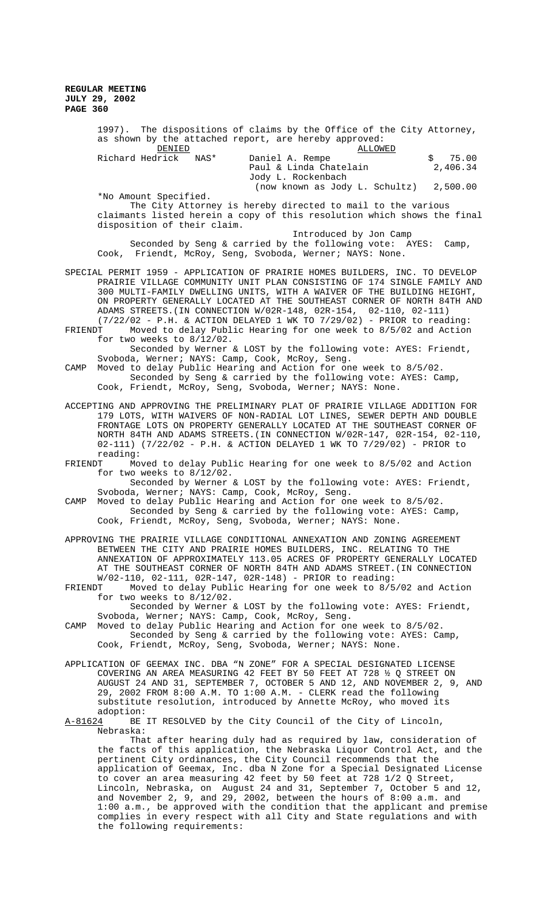1997). The dispositions of claims by the Office of the City Attorney, as shown by the attached report, are hereby approved:

| DENIED | | ALLOWED | |
|---|---|---|---|
| Richard Hedrick | NAS* | Daniel A. Rempe | $ 75.00 |
| | | Paul & Linda Chatelain | 2,406.34 |
| | | Jody L. Rockenbach (now known as Jody L. Schultz) | 2,500.00 |

*No Amount Specified.

The City Attorney is hereby directed to mail to the various claimants listed herein a copy of this resolution which shows the final disposition of their claim.

Introduced by Jon Camp

Seconded by Seng & carried by the following vote: AYES: Camp, Cook, Friendt, McRoy, Seng, Svoboda, Werner; NAYS: None.

SPECIAL PERMIT 1959 - APPLICATION OF PRAIRIE HOMES BUILDERS, INC. TO DEVELOP PRAIRIE VILLAGE COMMUNITY UNIT PLAN CONSISTING OF 174 SINGLE FAMILY AND 300 MULTI-FAMILY DWELLING UNITS, WITH A WAIVER OF THE BUILDING HEIGHT, ON PROPERTY GENERALLY LOCATED AT THE SOUTHEAST CORNER OF NORTH 84TH AND ADAMS STREETS.(IN CONNECTION W/02R-148, 02R-154, 02-110, 02-111) (7/22/02 - P.H. & ACTION DELAYED 1 WK TO 7/29/02) - PRIOR to reading:

FRIENDT Moved to delay Public Hearing for one week to 8/5/02 and Action for two weeks to 8/12/02.

Seconded by Werner & LOST by the following vote: AYES: Friendt, Svoboda, Werner; NAYS: Camp, Cook, McRoy, Seng.

CAMP Moved to delay Public Hearing and Action for one week to 8/5/02.

Seconded by Seng & carried by the following vote: AYES: Camp, Cook, Friendt, McRoy, Seng, Svoboda, Werner; NAYS: None.

ACCEPTING AND APPROVING THE PRELIMINARY PLAT OF PRAIRIE VILLAGE ADDITION FOR 179 LOTS, WITH WAIVERS OF NON-RADIAL LOT LINES, SEWER DEPTH AND DOUBLE FRONTAGE LOTS ON PROPERTY GENERALLY LOCATED AT THE SOUTHEAST CORNER OF NORTH 84TH AND ADAMS STREETS.(IN CONNECTION W/02R-147, 02R-154, 02-110, 02-111) (7/22/02 - P.H. & ACTION DELAYED 1 WK TO 7/29/02) - PRIOR to reading:

FRIENDT Moved to delay Public Hearing for one week to 8/5/02 and Action for two weeks to 8/12/02.

Seconded by Werner & LOST by the following vote: AYES: Friendt, Svoboda, Werner; NAYS: Camp, Cook, McRoy, Seng.

CAMP Moved to delay Public Hearing and Action for one week to 8/5/02.

Seconded by Seng & carried by the following vote: AYES: Camp, Cook, Friendt, McRoy, Seng, Svoboda, Werner; NAYS: None.

APPROVING THE PRAIRIE VILLAGE CONDITIONAL ANNEXATION AND ZONING AGREEMENT BETWEEN THE CITY AND PRAIRIE HOMES BUILDERS, INC. RELATING TO THE ANNEXATION OF APPROXIMATELY 113.05 ACRES OF PROPERTY GENERALLY LOCATED AT THE SOUTHEAST CORNER OF NORTH 84TH AND ADAMS STREET.(IN CONNECTION W/02-110, 02-111, 02R-147, 02R-148) - PRIOR to reading:

FRIENDT Moved to delay Public Hearing for one week to 8/5/02 and Action for two weeks to 8/12/02.

Seconded by Werner & LOST by the following vote: AYES: Friendt, Svoboda, Werner; NAYS: Camp, Cook, McRoy, Seng.

CAMP Moved to delay Public Hearing and Action for one week to 8/5/02.

Seconded by Seng & carried by the following vote: AYES: Camp, Cook, Friendt, McRoy, Seng, Svoboda, Werner; NAYS: None.

APPLICATION OF GEEMAX INC. DBA "N ZONE" FOR A SPECIAL DESIGNATED LICENSE COVERING AN AREA MEASURING 42 FEET BY 50 FEET AT 728 ½ Q STREET ON AUGUST 24 AND 31, SEPTEMBER 7, OCTOBER 5 AND 12, AND NOVEMBER 2, 9, AND 29, 2002 FROM 8:00 A.M. TO 1:00 A.M. - CLERK read the following substitute resolution, introduced by Annette McRoy, who moved its adoption:

A-81624 BE IT RESOLVED by the City Council of the City of Lincoln, Nebraska:

That after hearing duly had as required by law, consideration of the facts of this application, the Nebraska Liquor Control Act, and the pertinent City ordinances, the City Council recommends that the application of Geemax, Inc. dba N Zone for a Special Designated License to cover an area measuring 42 feet by 50 feet at 728 1/2 Q Street, Lincoln, Nebraska, on August 24 and 31, September 7, October 5 and 12, and November 2, 9, and 29, 2002, between the hours of 8:00 a.m. and 1:00 a.m., be approved with the condition that the applicant and premise complies in every respect with all City and State regulations and with the following requirements: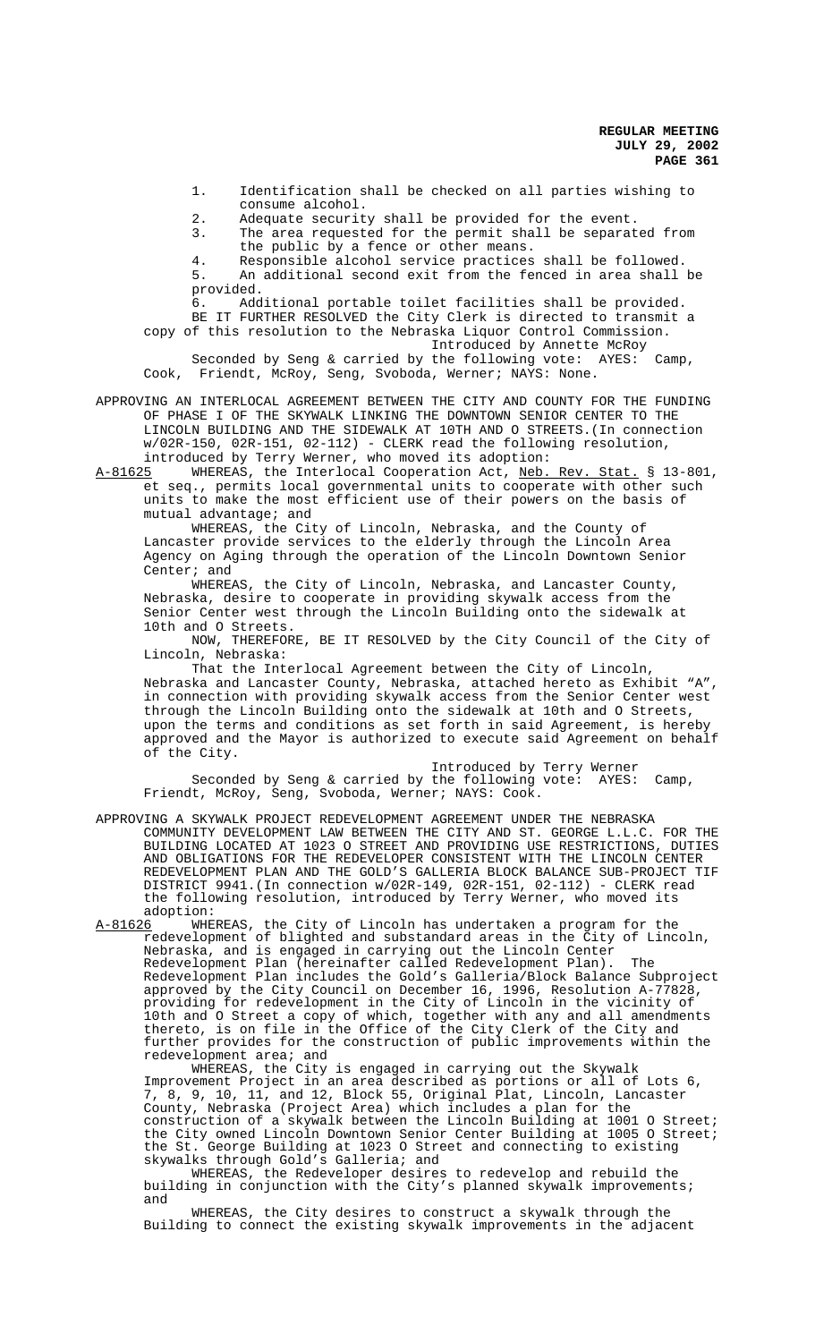1. Identification shall be checked on all parties wishing to consume alcohol.
2. Adequate security shall be provided for the event.
3. The area requested for the permit shall be separated from the public by a fence or other means.
4. Responsible alcohol service practices shall be followed.
5. An additional second exit from the fenced in area shall be provided.
6. Additional portable toilet facilities shall be provided.

BE IT FURTHER RESOLVED the City Clerk is directed to transmit a copy of this resolution to the Nebraska Liquor Control Commission.

Introduced by Annette McRoy

Seconded by Seng & carried by the following vote: AYES: Camp, Cook, Friendt, McRoy, Seng, Svoboda, Werner; NAYS: None.

APPROVING AN INTERLOCAL AGREEMENT BETWEEN THE CITY AND COUNTY FOR THE FUNDING OF PHASE I OF THE SKYWALK LINKING THE DOWNTOWN SENIOR CENTER TO THE LINCOLN BUILDING AND THE SIDEWALK AT 10TH AND O STREETS.(In connection w/02R-150, 02R-151, 02-112) - CLERK read the following resolution, introduced by Terry Werner, who moved its adoption:

A-81625 WHEREAS, the Interlocal Cooperation Act, Neb. Rev. Stat. § 13-801, et seq., permits local governmental units to cooperate with other such units to make the most efficient use of their powers on the basis of mutual advantage; and

WHEREAS, the City of Lincoln, Nebraska, and the County of Lancaster provide services to the elderly through the Lincoln Area Agency on Aging through the operation of the Lincoln Downtown Senior Center; and

WHEREAS, the City of Lincoln, Nebraska, and Lancaster County, Nebraska, desire to cooperate in providing skywalk access from the Senior Center west through the Lincoln Building onto the sidewalk at 10th and O Streets.

NOW, THEREFORE, BE IT RESOLVED by the City Council of the City of Lincoln, Nebraska:

That the Interlocal Agreement between the City of Lincoln, Nebraska and Lancaster County, Nebraska, attached hereto as Exhibit "A", in connection with providing skywalk access from the Senior Center west through the Lincoln Building onto the sidewalk at 10th and O Streets, upon the terms and conditions as set forth in said Agreement, is hereby approved and the Mayor is authorized to execute said Agreement on behalf of the City.

Introduced by Terry Werner

Seconded by Seng & carried by the following vote: AYES: Camp, Friendt, McRoy, Seng, Svoboda, Werner; NAYS: Cook.

APPROVING A SKYWALK PROJECT REDEVELOPMENT AGREEMENT UNDER THE NEBRASKA COMMUNITY DEVELOPMENT LAW BETWEEN THE CITY AND ST. GEORGE L.L.C. FOR THE BUILDING LOCATED AT 1023 O STREET AND PROVIDING USE RESTRICTIONS, DUTIES AND OBLIGATIONS FOR THE REDEVELOPER CONSISTENT WITH THE LINCOLN CENTER REDEVELOPMENT PLAN AND THE GOLD'S GALLERIA BLOCK BALANCE SUB-PROJECT TIF DISTRICT 9941.(In connection w/02R-149, 02R-151, 02-112) - CLERK read the following resolution, introduced by Terry Werner, who moved its adoption:

A-81626 WHEREAS, the City of Lincoln has undertaken a program for the redevelopment of blighted and substandard areas in the City of Lincoln, Nebraska, and is engaged in carrying out the Lincoln Center Redevelopment Plan (hereinafter called Redevelopment Plan). The Redevelopment Plan includes the Gold's Galleria/Block Balance Subproject approved by the City Council on December 16, 1996, Resolution A-77828, providing for redevelopment in the City of Lincoln in the vicinity of 10th and O Street a copy of which, together with any and all amendments thereto, is on file in the Office of the City Clerk of the City and further provides for the construction of public improvements within the redevelopment area; and

WHEREAS, the City is engaged in carrying out the Skywalk Improvement Project in an area described as portions or all of Lots 6, 7, 8, 9, 10, 11, and 12, Block 55, Original Plat, Lincoln, Lancaster County, Nebraska (Project Area) which includes a plan for the construction of a skywalk between the Lincoln Building at 1001 O Street; the City owned Lincoln Downtown Senior Center Building at 1005 O Street; the St. George Building at 1023 O Street and connecting to existing skywalks through Gold's Galleria; and

WHEREAS, the Redeveloper desires to redevelop and rebuild the building in conjunction with the City's planned skywalk improvements; and

WHEREAS, the City desires to construct a skywalk through the Building to connect the existing skywalk improvements in the adjacent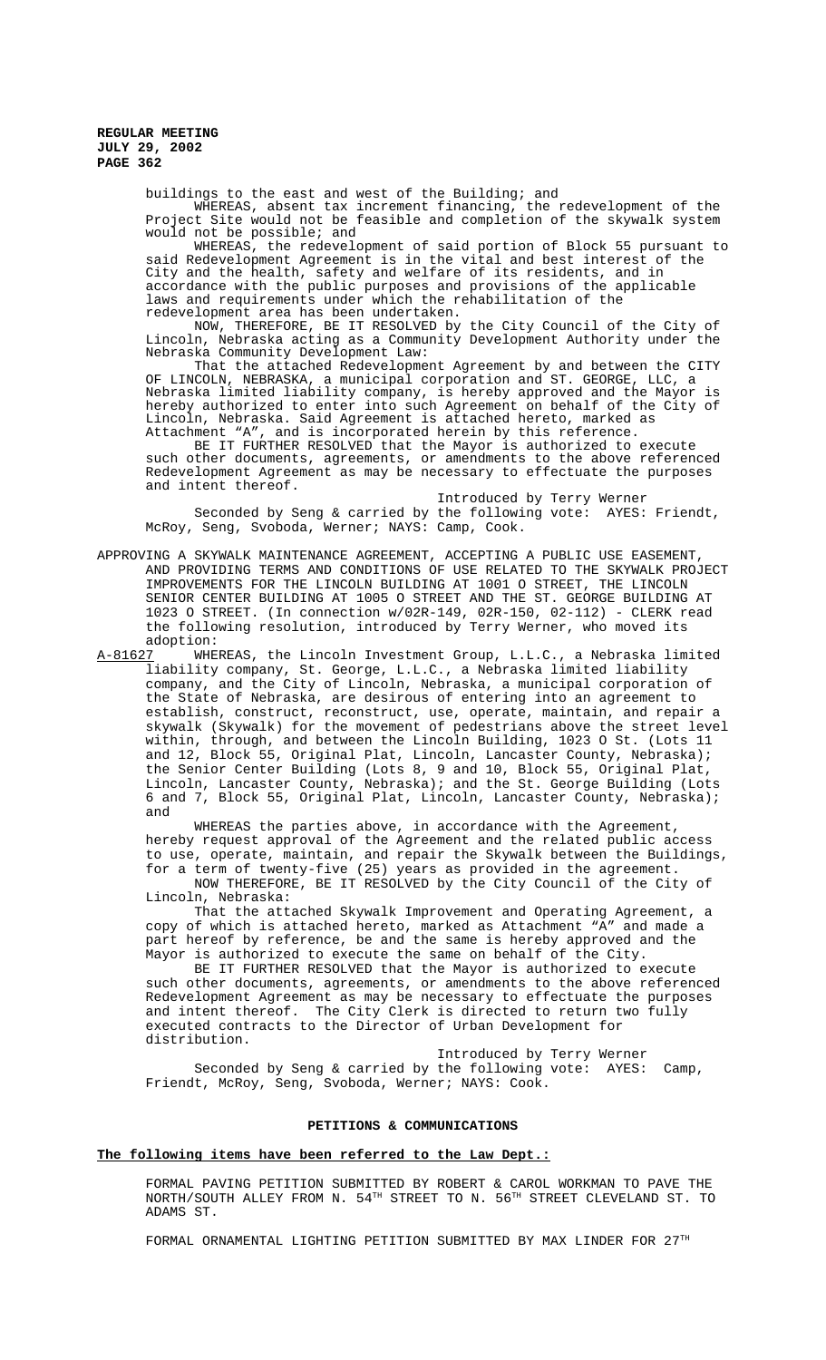buildings to the east and west of the Building; and

WHEREAS, absent tax increment financing, the redevelopment of the Project Site would not be feasible and completion of the skywalk system would not be possible; and

WHEREAS, the redevelopment of said portion of Block 55 pursuant to said Redevelopment Agreement is in the vital and best interest of the City and the health, safety and welfare of its residents, and in accordance with the public purposes and provisions of the applicable laws and requirements under which the rehabilitation of the redevelopment area has been undertaken.

NOW, THEREFORE, BE IT RESOLVED by the City Council of the City of Lincoln, Nebraska acting as a Community Development Authority under the Nebraska Community Development Law:

That the attached Redevelopment Agreement by and between the CITY OF LINCOLN, NEBRASKA, a municipal corporation and ST. GEORGE, LLC, a Nebraska limited liability company, is hereby approved and the Mayor is hereby authorized to enter into such Agreement on behalf of the City of Lincoln, Nebraska. Said Agreement is attached hereto, marked as Attachment "A", and is incorporated herein by this reference.

BE IT FURTHER RESOLVED that the Mayor is authorized to execute such other documents, agreements, or amendments to the above referenced Redevelopment Agreement as may be necessary to effectuate the purposes and intent thereof.

Introduced by Terry Werner

Seconded by Seng & carried by the following vote: AYES: Friendt, McRoy, Seng, Svoboda, Werner; NAYS: Camp, Cook.

APPROVING A SKYWALK MAINTENANCE AGREEMENT, ACCEPTING A PUBLIC USE EASEMENT, AND PROVIDING TERMS AND CONDITIONS OF USE RELATED TO THE SKYWALK PROJECT IMPROVEMENTS FOR THE LINCOLN BUILDING AT 1001 O STREET, THE LINCOLN SENIOR CENTER BUILDING AT 1005 O STREET AND THE ST. GEORGE BUILDING AT 1023 O STREET. (In connection w/02R-149, 02R-150, 02-112) - CLERK read the following resolution, introduced by Terry Werner, who moved its adoption:

A-81627 WHEREAS, the Lincoln Investment Group, L.L.C., a Nebraska limited liability company, St. George, L.L.C., a Nebraska limited liability company, and the City of Lincoln, Nebraska, a municipal corporation of the State of Nebraska, are desirous of entering into an agreement to establish, construct, reconstruct, use, operate, maintain, and repair a skywalk (Skywalk) for the movement of pedestrians above the street level within, through, and between the Lincoln Building, 1023 O St. (Lots 11 and 12, Block 55, Original Plat, Lincoln, Lancaster County, Nebraska); the Senior Center Building (Lots 8, 9 and 10, Block 55, Original Plat, Lincoln, Lancaster County, Nebraska); and the St. George Building (Lots 6 and 7, Block 55, Original Plat, Lincoln, Lancaster County, Nebraska); and

WHEREAS the parties above, in accordance with the Agreement, hereby request approval of the Agreement and the related public access to use, operate, maintain, and repair the Skywalk between the Buildings, for a term of twenty-five (25) years as provided in the agreement.

NOW THEREFORE, BE IT RESOLVED by the City Council of the City of Lincoln, Nebraska:

That the attached Skywalk Improvement and Operating Agreement, a copy of which is attached hereto, marked as Attachment "A" and made a part hereof by reference, be and the same is hereby approved and the Mayor is authorized to execute the same on behalf of the City.

BE IT FURTHER RESOLVED that the Mayor is authorized to execute such other documents, agreements, or amendments to the above referenced Redevelopment Agreement as may be necessary to effectuate the purposes and intent thereof. The City Clerk is directed to return two fully executed contracts to the Director of Urban Development for distribution.

Introduced by Terry Werner

Seconded by Seng & carried by the following vote: AYES: Camp, Friendt, McRoy, Seng, Svoboda, Werner; NAYS: Cook.

## PETITIONS & COMMUNICATIONS

**The following items have been referred to the Law Dept.:**

FORMAL PAVING PETITION SUBMITTED BY ROBERT & CAROL WORKMAN TO PAVE THE NORTH/SOUTH ALLEY FROM N. 54TH STREET TO N. 56TH STREET CLEVELAND ST. TO ADAMS ST.

FORMAL ORNAMENTAL LIGHTING PETITION SUBMITTED BY MAX LINDER FOR 27TH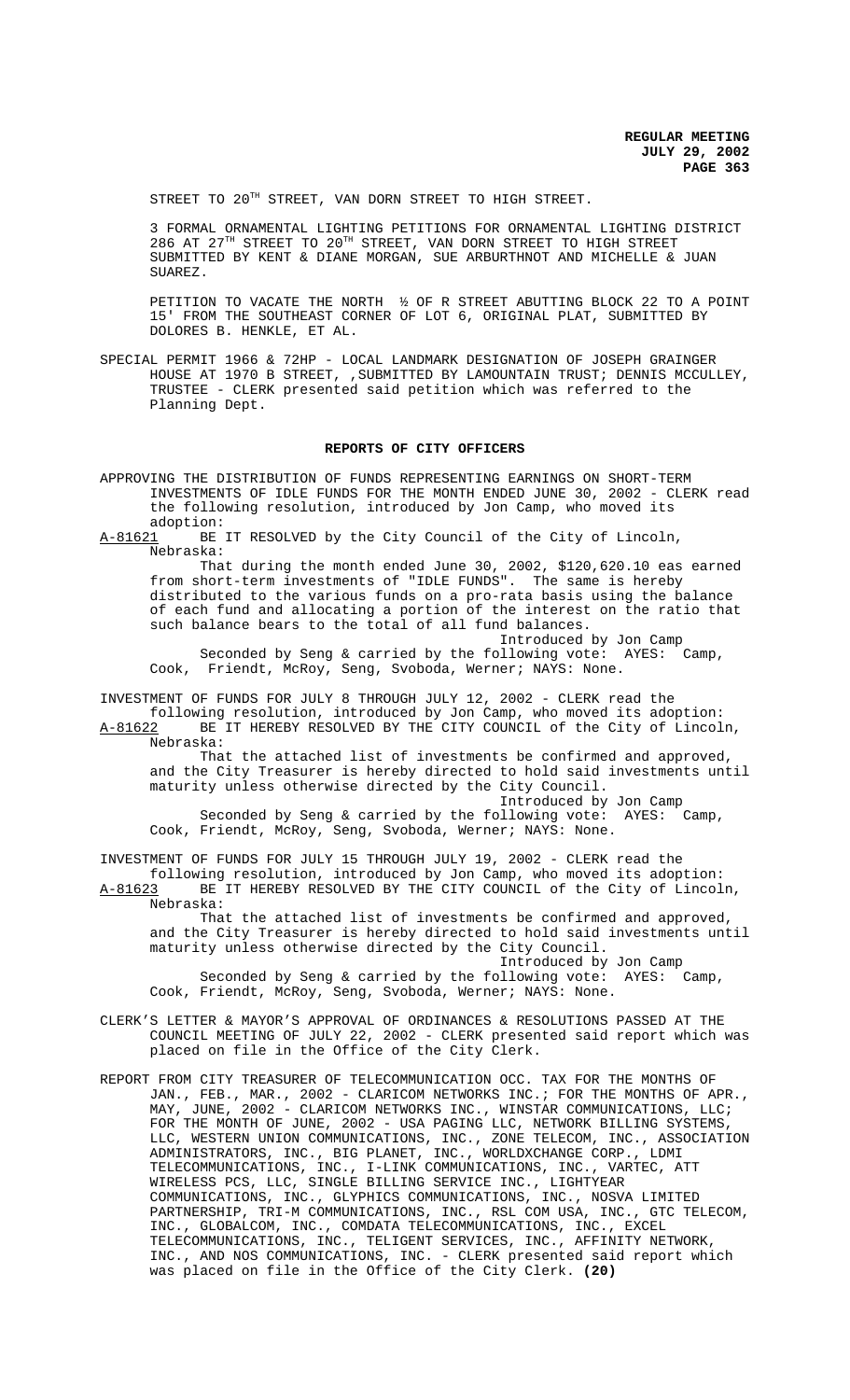STREET TO 20TH STREET, VAN DORN STREET TO HIGH STREET.

3 FORMAL ORNAMENTAL LIGHTING PETITIONS FOR ORNAMENTAL LIGHTING DISTRICT 286 AT 27TH STREET TO 20TH STREET, VAN DORN STREET TO HIGH STREET SUBMITTED BY KENT & DIANE MORGAN, SUE ARBURTHNOT AND MICHELLE & JUAN SUAREZ.

PETITION TO VACATE THE NORTH ½ OF R STREET ABUTTING BLOCK 22 TO A POINT 15' FROM THE SOUTHEAST CORNER OF LOT 6, ORIGINAL PLAT, SUBMITTED BY DOLORES B. HENKLE, ET AL.

SPECIAL PERMIT 1966 & 72HP - LOCAL LANDMARK DESIGNATION OF JOSEPH GRAINGER HOUSE AT 1970 B STREET, ,SUBMITTED BY LAMOUNTAIN TRUST; DENNIS MCCULLEY, TRUSTEE - CLERK presented said petition which was referred to the Planning Dept.

## REPORTS OF CITY OFFICERS

APPROVING THE DISTRIBUTION OF FUNDS REPRESENTING EARNINGS ON SHORT-TERM INVESTMENTS OF IDLE FUNDS FOR THE MONTH ENDED JUNE 30, 2002 - CLERK read the following resolution, introduced by Jon Camp, who moved its adoption:

A-81621 BE IT RESOLVED by the City Council of the City of Lincoln, Nebraska:

That during the month ended June 30, 2002, $120,620.10 eas earned from short-term investments of "IDLE FUNDS". The same is hereby distributed to the various funds on a pro-rata basis using the balance of each fund and allocating a portion of the interest on the ratio that such balance bears to the total of all fund balances.

Introduced by Jon Camp

Seconded by Seng & carried by the following vote: AYES: Camp, Cook, Friendt, McRoy, Seng, Svoboda, Werner; NAYS: None.

INVESTMENT OF FUNDS FOR JULY 8 THROUGH JULY 12, 2002 - CLERK read the following resolution, introduced by Jon Camp, who moved its adoption:

A-81622 BE IT HEREBY RESOLVED BY THE CITY COUNCIL of the City of Lincoln, Nebraska:

That the attached list of investments be confirmed and approved, and the City Treasurer is hereby directed to hold said investments until maturity unless otherwise directed by the City Council.

Introduced by Jon Camp

Seconded by Seng & carried by the following vote: AYES: Camp, Cook, Friendt, McRoy, Seng, Svoboda, Werner; NAYS: None.

INVESTMENT OF FUNDS FOR JULY 15 THROUGH JULY 19, 2002 - CLERK read the following resolution, introduced by Jon Camp, who moved its adoption:

A-81623 BE IT HEREBY RESOLVED BY THE CITY COUNCIL of the City of Lincoln, Nebraska:

That the attached list of investments be confirmed and approved, and the City Treasurer is hereby directed to hold said investments until maturity unless otherwise directed by the City Council.

Introduced by Jon Camp

Seconded by Seng & carried by the following vote: AYES: Camp, Cook, Friendt, McRoy, Seng, Svoboda, Werner; NAYS: None.

CLERK'S LETTER & MAYOR'S APPROVAL OF ORDINANCES & RESOLUTIONS PASSED AT THE COUNCIL MEETING OF JULY 22, 2002 - CLERK presented said report which was placed on file in the Office of the City Clerk.

REPORT FROM CITY TREASURER OF TELECOMMUNICATION OCC. TAX FOR THE MONTHS OF JAN., FEB., MAR., 2002 - CLARICOM NETWORKS INC.; FOR THE MONTHS OF APR., MAY, JUNE, 2002 - CLARICOM NETWORKS INC., WINSTAR COMMUNICATIONS, LLC; FOR THE MONTH OF JUNE, 2002 - USA PAGING LLC, NETWORK BILLING SYSTEMS, LLC, WESTERN UNION COMMUNICATIONS, INC., ZONE TELECOM, INC., ASSOCIATION ADMINISTRATORS, INC., BIG PLANET, INC., WORLDXCHANGE CORP., LDMI TELECOMMUNICATIONS, INC., I-LINK COMMUNICATIONS, INC., VARTEC, ATT WIRELESS PCS, LLC, SINGLE BILLING SERVICE INC., LIGHTYEAR COMMUNICATIONS, INC., GLYPHICS COMMUNICATIONS, INC., NOSVA LIMITED PARTNERSHIP, TRI-M COMMUNICATIONS, INC., RSL COM USA, INC., GTC TELECOM, INC., GLOBALCOM, INC., COMDATA TELECOMMUNICATIONS, INC., EXCEL TELECOMMUNICATIONS, INC., TELIGENT SERVICES, INC., AFFINITY NETWORK, INC., AND NOS COMMUNICATIONS, INC. - CLERK presented said report which was placed on file in the Office of the City Clerk. **(20)**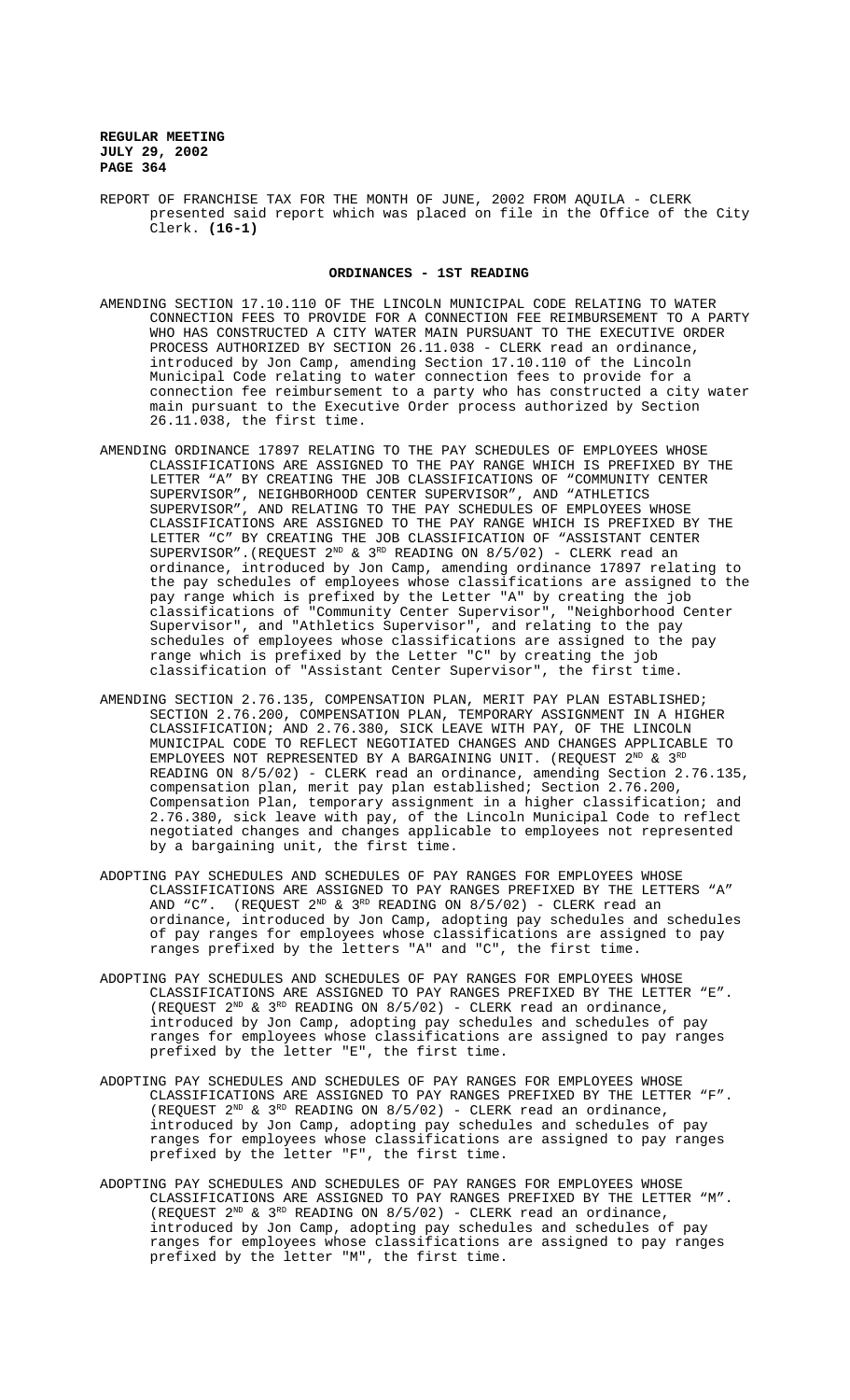REPORT OF FRANCHISE TAX FOR THE MONTH OF JUNE, 2002 FROM AQUILA - CLERK presented said report which was placed on file in the Office of the City Clerk. **(16-1)**

## ORDINANCES - 1ST READING

AMENDING SECTION 17.10.110 OF THE LINCOLN MUNICIPAL CODE RELATING TO WATER CONNECTION FEES TO PROVIDE FOR A CONNECTION FEE REIMBURSEMENT TO A PARTY WHO HAS CONSTRUCTED A CITY WATER MAIN PURSUANT TO THE EXECUTIVE ORDER PROCESS AUTHORIZED BY SECTION 26.11.038 - CLERK read an ordinance, introduced by Jon Camp, amending Section 17.10.110 of the Lincoln Municipal Code relating to water connection fees to provide for a connection fee reimbursement to a party who has constructed a city water main pursuant to the Executive Order process authorized by Section 26.11.038, the first time.

AMENDING ORDINANCE 17897 RELATING TO THE PAY SCHEDULES OF EMPLOYEES WHOSE CLASSIFICATIONS ARE ASSIGNED TO THE PAY RANGE WHICH IS PREFIXED BY THE LETTER "A" BY CREATING THE JOB CLASSIFICATIONS OF "COMMUNITY CENTER SUPERVISOR", NEIGHBORHOOD CENTER SUPERVISOR", AND "ATHLETICS SUPERVISOR", AND RELATING TO THE PAY SCHEDULES OF EMPLOYEES WHOSE CLASSIFICATIONS ARE ASSIGNED TO THE PAY RANGE WHICH IS PREFIXED BY THE LETTER "C" BY CREATING THE JOB CLASSIFICATION OF "ASSISTANT CENTER SUPERVISOR".(REQUEST 2ND & 3RD READING ON 8/5/02) - CLERK read an ordinance, introduced by Jon Camp, amending ordinance 17897 relating to the pay schedules of employees whose classifications are assigned to the pay range which is prefixed by the Letter "A" by creating the job classifications of "Community Center Supervisor", "Neighborhood Center Supervisor", and "Athletics Supervisor", and relating to the pay schedules of employees whose classifications are assigned to the pay range which is prefixed by the Letter "C" by creating the job classification of "Assistant Center Supervisor", the first time.

AMENDING SECTION 2.76.135, COMPENSATION PLAN, MERIT PAY PLAN ESTABLISHED; SECTION 2.76.200, COMPENSATION PLAN, TEMPORARY ASSIGNMENT IN A HIGHER CLASSIFICATION; AND 2.76.380, SICK LEAVE WITH PAY, OF THE LINCOLN MUNICIPAL CODE TO REFLECT NEGOTIATED CHANGES AND CHANGES APPLICABLE TO EMPLOYEES NOT REPRESENTED BY A BARGAINING UNIT. (REQUEST 2ND & 3RD READING ON 8/5/02) - CLERK read an ordinance, amending Section 2.76.135, compensation plan, merit pay plan established; Section 2.76.200, Compensation Plan, temporary assignment in a higher classification; and 2.76.380, sick leave with pay, of the Lincoln Municipal Code to reflect negotiated changes and changes applicable to employees not represented by a bargaining unit, the first time.

ADOPTING PAY SCHEDULES AND SCHEDULES OF PAY RANGES FOR EMPLOYEES WHOSE CLASSIFICATIONS ARE ASSIGNED TO PAY RANGES PREFIXED BY THE LETTERS "A" AND "C". (REQUEST 2ND & 3RD READING ON 8/5/02) - CLERK read an ordinance, introduced by Jon Camp, adopting pay schedules and schedules of pay ranges for employees whose classifications are assigned to pay ranges prefixed by the letters "A" and "C", the first time.

ADOPTING PAY SCHEDULES AND SCHEDULES OF PAY RANGES FOR EMPLOYEES WHOSE CLASSIFICATIONS ARE ASSIGNED TO PAY RANGES PREFIXED BY THE LETTER "E". (REQUEST 2ND & 3RD READING ON 8/5/02) - CLERK read an ordinance, introduced by Jon Camp, adopting pay schedules and schedules of pay ranges for employees whose classifications are assigned to pay ranges prefixed by the letter "E", the first time.

ADOPTING PAY SCHEDULES AND SCHEDULES OF PAY RANGES FOR EMPLOYEES WHOSE CLASSIFICATIONS ARE ASSIGNED TO PAY RANGES PREFIXED BY THE LETTER "F". (REQUEST 2ND & 3RD READING ON 8/5/02) - CLERK read an ordinance, introduced by Jon Camp, adopting pay schedules and schedules of pay ranges for employees whose classifications are assigned to pay ranges prefixed by the letter "F", the first time.

ADOPTING PAY SCHEDULES AND SCHEDULES OF PAY RANGES FOR EMPLOYEES WHOSE CLASSIFICATIONS ARE ASSIGNED TO PAY RANGES PREFIXED BY THE LETTER "M". (REQUEST 2ND & 3RD READING ON 8/5/02) - CLERK read an ordinance, introduced by Jon Camp, adopting pay schedules and schedules of pay ranges for employees whose classifications are assigned to pay ranges prefixed by the letter "M", the first time.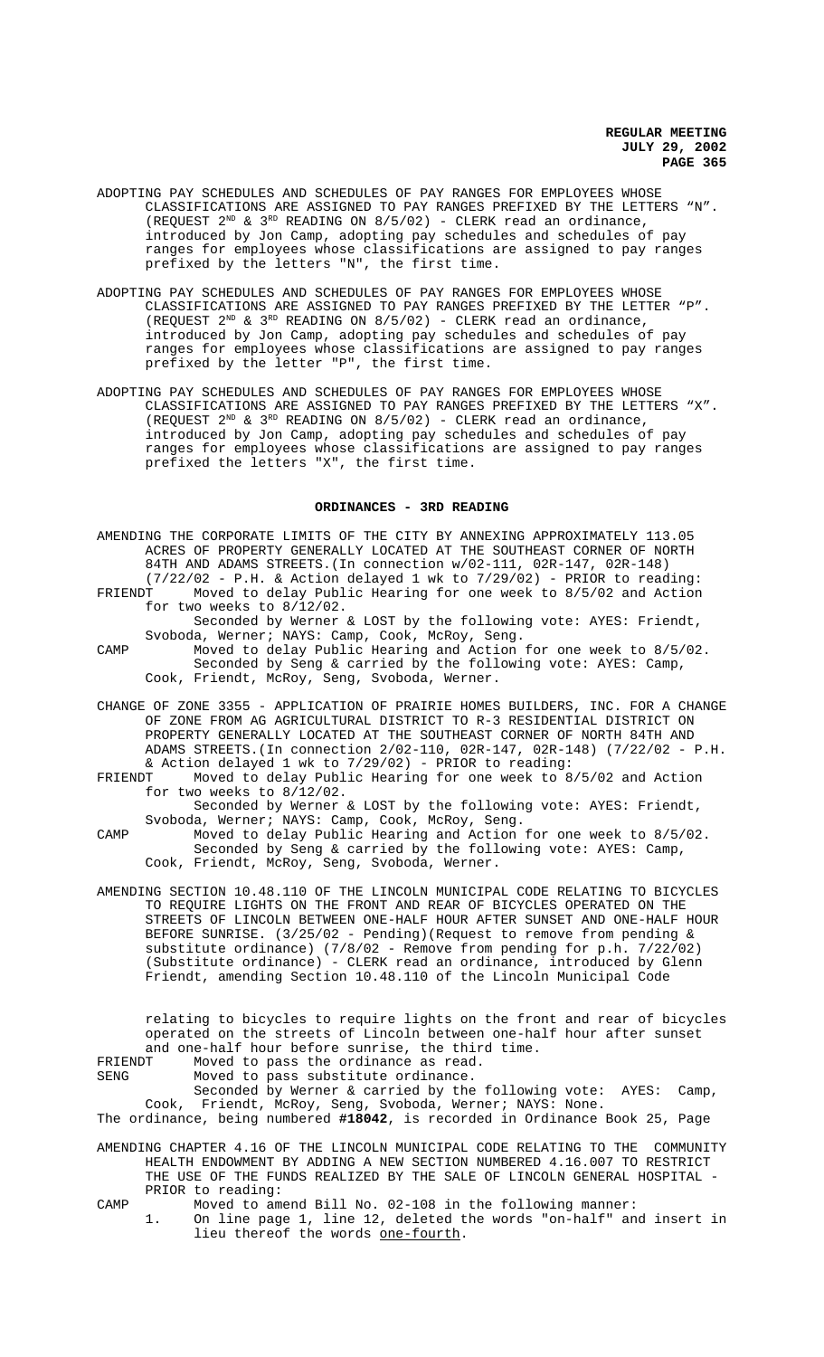ADOPTING PAY SCHEDULES AND SCHEDULES OF PAY RANGES FOR EMPLOYEES WHOSE CLASSIFICATIONS ARE ASSIGNED TO PAY RANGES PREFIXED BY THE LETTERS "N". (REQUEST 2[ND] & 3[RD] READING ON 8/5/02) - CLERK read an ordinance, introduced by Jon Camp, adopting pay schedules and schedules of pay ranges for employees whose classifications are assigned to pay ranges prefixed by the letters "N", the first time.

ADOPTING PAY SCHEDULES AND SCHEDULES OF PAY RANGES FOR EMPLOYEES WHOSE CLASSIFICATIONS ARE ASSIGNED TO PAY RANGES PREFIXED BY THE LETTER "P". (REQUEST 2[ND] & 3[RD] READING ON 8/5/02) - CLERK read an ordinance, introduced by Jon Camp, adopting pay schedules and schedules of pay ranges for employees whose classifications are assigned to pay ranges prefixed by the letter "P", the first time.

ADOPTING PAY SCHEDULES AND SCHEDULES OF PAY RANGES FOR EMPLOYEES WHOSE CLASSIFICATIONS ARE ASSIGNED TO PAY RANGES PREFIXED BY THE LETTERS "X". (REQUEST 2[ND] & 3[RD] READING ON 8/5/02) - CLERK read an ordinance, introduced by Jon Camp, adopting pay schedules and schedules of pay ranges for employees whose classifications are assigned to pay ranges prefixed the letters "X", the first time.

## ORDINANCES - 3RD READING

AMENDING THE CORPORATE LIMITS OF THE CITY BY ANNEXING APPROXIMATELY 113.05 ACRES OF PROPERTY GENERALLY LOCATED AT THE SOUTHEAST CORNER OF NORTH 84TH AND ADAMS STREETS.(In connection w/02-111, 02R-147, 02R-148) (7/22/02 - P.H. & Action delayed 1 wk to 7/29/02) - PRIOR to reading:

FRIENDT Moved to delay Public Hearing for one week to 8/5/02 and Action for two weeks to 8/12/02.

Seconded by Werner & LOST by the following vote: AYES: Friendt, Svoboda, Werner; NAYS: Camp, Cook, McRoy, Seng.

CAMP Moved to delay Public Hearing and Action for one week to 8/5/02.

Seconded by Seng & carried by the following vote: AYES: Camp, Cook, Friendt, McRoy, Seng, Svoboda, Werner.

CHANGE OF ZONE 3355 - APPLICATION OF PRAIRIE HOMES BUILDERS, INC. FOR A CHANGE OF ZONE FROM AG AGRICULTURAL DISTRICT TO R-3 RESIDENTIAL DISTRICT ON PROPERTY GENERALLY LOCATED AT THE SOUTHEAST CORNER OF NORTH 84TH AND ADAMS STREETS.(In connection 2/02-110, 02R-147, 02R-148) (7/22/02 - P.H. & Action delayed 1 wk to 7/29/02) - PRIOR to reading:

FRIENDT Moved to delay Public Hearing for one week to 8/5/02 and Action for two weeks to 8/12/02.

Seconded by Werner & LOST by the following vote: AYES: Friendt, Svoboda, Werner; NAYS: Camp, Cook, McRoy, Seng.

CAMP Moved to delay Public Hearing and Action for one week to 8/5/02.

Seconded by Seng & carried by the following vote: AYES: Camp, Cook, Friendt, McRoy, Seng, Svoboda, Werner.

AMENDING SECTION 10.48.110 OF THE LINCOLN MUNICIPAL CODE RELATING TO BICYCLES TO REQUIRE LIGHTS ON THE FRONT AND REAR OF BICYCLES OPERATED ON THE STREETS OF LINCOLN BETWEEN ONE-HALF HOUR AFTER SUNSET AND ONE-HALF HOUR BEFORE SUNRISE. (3/25/02 - Pending)(Request to remove from pending & substitute ordinance) (7/8/02 - Remove from pending for p.h. 7/22/02) (Substitute ordinance) - CLERK read an ordinance, introduced by Glenn Friendt, amending Section 10.48.110 of the Lincoln Municipal Code relating to bicycles to require lights on the front and rear of bicycles operated on the streets of Lincoln between one-half hour after sunset and one-half hour before sunrise, the third time.

FRIENDT Moved to pass the ordinance as read.

SENG Moved to pass substitute ordinance.

Seconded by Werner & carried by the following vote: AYES: Camp, Cook, Friendt, McRoy, Seng, Svoboda, Werner; NAYS: None.

The ordinance, being numbered **#18042**, is recorded in Ordinance Book 25, Page

AMENDING CHAPTER 4.16 OF THE LINCOLN MUNICIPAL CODE RELATING TO THE COMMUNITY HEALTH ENDOWMENT BY ADDING A NEW SECTION NUMBERED 4.16.007 TO RESTRICT THE USE OF THE FUNDS REALIZED BY THE SALE OF LINCOLN GENERAL HOSPITAL - PRIOR to reading:

CAMP Moved to amend Bill No. 02-108 in the following manner:

1. On line page 1, line 12, deleted the words "on-half" and insert in lieu thereof the words one-fourth.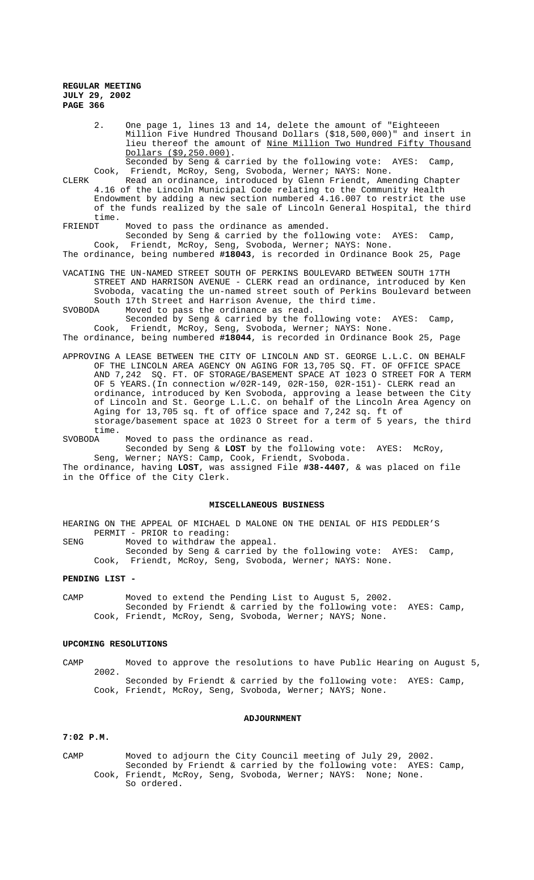2. One page 1, lines 13 and 14, delete the amount of "Eighteeen Million Five Hundred Thousand Dollars ($18,500,000)" and insert in lieu thereof the amount of Nine Million Two Hundred Fifty Thousand Dollars ($9,250.000).

Seconded by Seng & carried by the following vote: AYES: Camp, Cook, Friendt, McRoy, Seng, Svoboda, Werner; NAYS: None.

CLERK Read an ordinance, introduced by Glenn Friendt, Amending Chapter 4.16 of the Lincoln Municipal Code relating to the Community Health Endowment by adding a new section numbered 4.16.007 to restrict the use of the funds realized by the sale of Lincoln General Hospital, the third time.

FRIENDT Moved to pass the ordinance as amended.

Seconded by Seng & carried by the following vote: AYES: Camp, Cook, Friendt, McRoy, Seng, Svoboda, Werner; NAYS: None.

The ordinance, being numbered **#18043**, is recorded in Ordinance Book 25, Page

VACATING THE UN-NAMED STREET SOUTH OF PERKINS BOULEVARD BETWEEN SOUTH 17TH STREET AND HARRISON AVENUE - CLERK read an ordinance, introduced by Ken Svoboda, vacating the un-named street south of Perkins Boulevard between South 17th Street and Harrison Avenue, the third time.

SVOBODA Moved to pass the ordinance as read.

Seconded by Seng & carried by the following vote: AYES: Camp, Cook, Friendt, McRoy, Seng, Svoboda, Werner; NAYS: None.

The ordinance, being numbered **#18044**, is recorded in Ordinance Book 25, Page

APPROVING A LEASE BETWEEN THE CITY OF LINCOLN AND ST. GEORGE L.L.C. ON BEHALF OF THE LINCOLN AREA AGENCY ON AGING FOR 13,705 SQ. FT. OF OFFICE SPACE AND 7,242 SQ. FT. OF STORAGE/BASEMENT SPACE AT 1023 O STREET FOR A TERM OF 5 YEARS.(In connection w/02R-149, 02R-150, 02R-151)- CLERK read an ordinance, introduced by Ken Svoboda, approving a lease between the City of Lincoln and St. George L.L.C. on behalf of the Lincoln Area Agency on Aging for 13,705 sq. ft of office space and 7,242 sq. ft of storage/basement space at 1023 O Street for a term of 5 years, the third time.

SVOBODA Moved to pass the ordinance as read.

Seconded by Seng & **LOST** by the following vote: AYES: McRoy, Seng, Werner; NAYS: Camp, Cook, Friendt, Svoboda.

The ordinance, having **LOST**, was assigned File **#38-4407**, & was placed on file in the Office of the City Clerk.

## MISCELLANEOUS BUSINESS

HEARING ON THE APPEAL OF MICHAEL D MALONE ON THE DENIAL OF HIS PEDDLER'S PERMIT - PRIOR to reading:

SENG Moved to withdraw the appeal.

Seconded by Seng & carried by the following vote: AYES: Camp, Cook, Friendt, McRoy, Seng, Svoboda, Werner; NAYS: None.

**PENDING LIST -**

CAMP Moved to extend the Pending List to August 5, 2002.

Seconded by Friendt & carried by the following vote: AYES: Camp, Cook, Friendt, McRoy, Seng, Svoboda, Werner; NAYS; None.

## UPCOMING RESOLUTIONS

CAMP Moved to approve the resolutions to have Public Hearing on August 5, 2002.

Seconded by Friendt & carried by the following vote: AYES: Camp, Cook, Friendt, McRoy, Seng, Svoboda, Werner; NAYS; None.

## ADJOURNMENT

**7:02 P.M.**

CAMP Moved to adjourn the City Council meeting of July 29, 2002.

Seconded by Friendt & carried by the following vote: AYES: Camp, Cook, Friendt, McRoy, Seng, Svoboda, Werner; NAYS: None; None.

So ordered.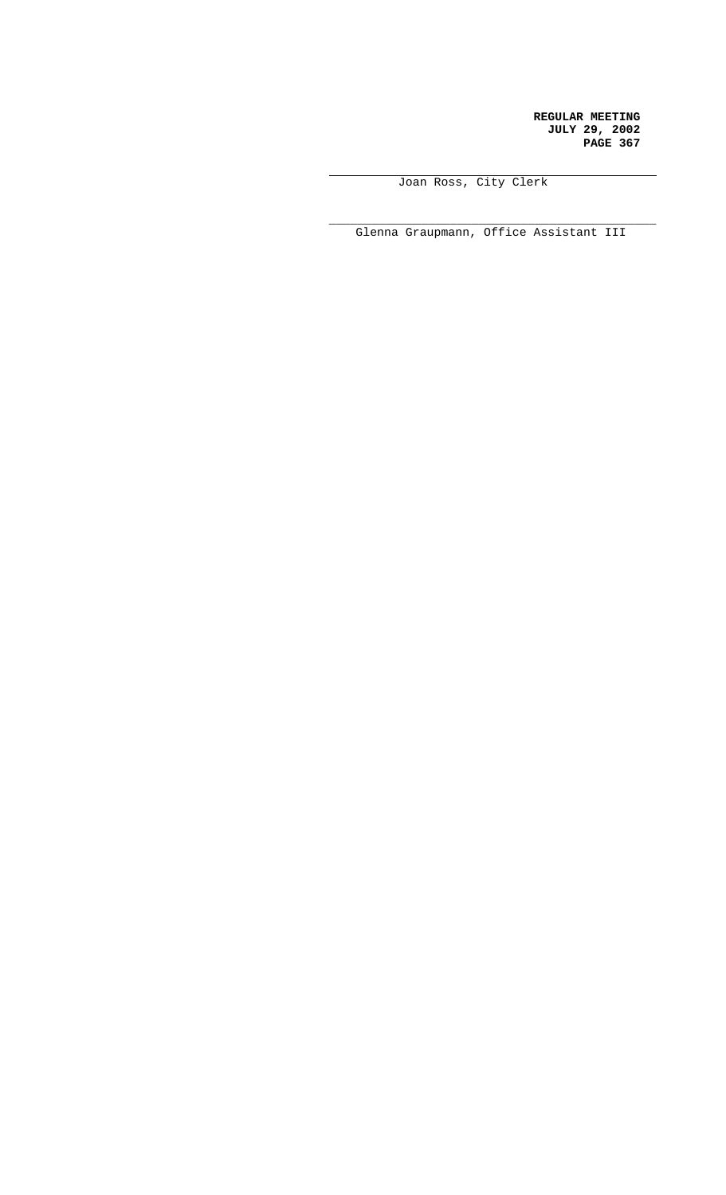\_\_\_\_\_\_\_\_\_\_\_\_\_\_\_\_\_\_\_\_\_\_\_\_\_\_\_\_\_\_\_\_\_\_\_\_\_\_\_\_

Joan Ross, City Clerk

\_\_\_\_\_\_\_\_\_\_\_\_\_\_\_\_\_\_\_\_\_\_\_\_\_\_\_\_\_\_\_\_\_\_\_\_\_\_\_\_

Glenna Graupmann, Office Assistant III